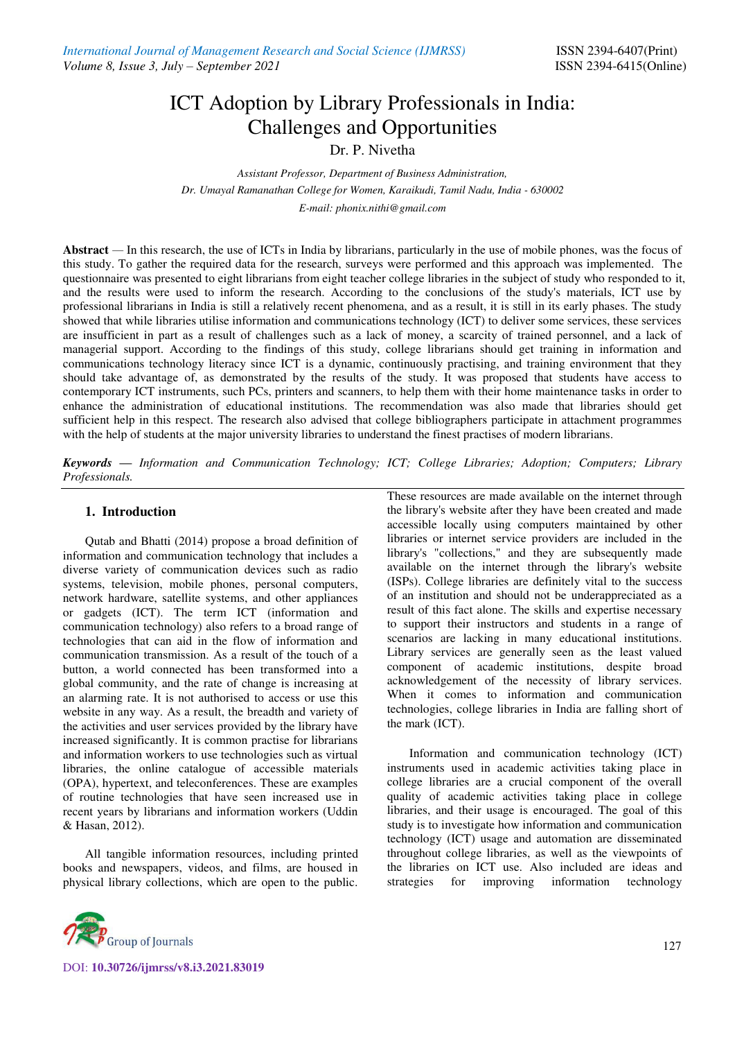# ICT Adoption by Library Professionals in India: Challenges and Opportunities

Dr. P. Nivetha

*Assistant Professor, Department of Business Administration,*
*Dr. Umayal Ramanathan College for Women, Karaikudi, Tamil Nadu, India - 630002*
*E-mail: phonix.nithi@gmail.com*

**Abstract** — In this research, the use of ICTs in India by librarians, particularly in the use of mobile phones, was the focus of this study. To gather the required data for the research, surveys were performed and this approach was implemented. The questionnaire was presented to eight librarians from eight teacher college libraries in the subject of study who responded to it, and the results were used to inform the research. According to the conclusions of the study's materials, ICT use by professional librarians in India is still a relatively recent phenomena, and as a result, it is still in its early phases. The study showed that while libraries utilise information and communications technology (ICT) to deliver some services, these services are insufficient in part as a result of challenges such as a lack of money, a scarcity of trained personnel, and a lack of managerial support. According to the findings of this study, college librarians should get training in information and communications technology literacy since ICT is a dynamic, continuously practising, and training environment that they should take advantage of, as demonstrated by the results of the study. It was proposed that students have access to contemporary ICT instruments, such PCs, printers and scanners, to help them with their home maintenance tasks in order to enhance the administration of educational institutions. The recommendation was also made that libraries should get sufficient help in this respect. The research also advised that college bibliographers participate in attachment programmes with the help of students at the major university libraries to understand the finest practises of modern librarians.

***Keywords*** *— Information and Communication Technology; ICT; College Libraries; Adoption; Computers; Library Professionals.*

## 1. Introduction

Qutab and Bhatti (2014) propose a broad definition of information and communication technology that includes a diverse variety of communication devices such as radio systems, television, mobile phones, personal computers, network hardware, satellite systems, and other appliances or gadgets (ICT). The term ICT (information and communication technology) also refers to a broad range of technologies that can aid in the flow of information and communication transmission. As a result of the touch of a button, a world connected has been transformed into a global community, and the rate of change is increasing at an alarming rate. It is not authorised to access or use this website in any way. As a result, the breadth and variety of the activities and user services provided by the library have increased significantly. It is common practise for librarians and information workers to use technologies such as virtual libraries, the online catalogue of accessible materials (OPA), hypertext, and teleconferences. These are examples of routine technologies that have seen increased use in recent years by librarians and information workers (Uddin & Hasan, 2012).

All tangible information resources, including printed books and newspapers, videos, and films, are housed in physical library collections, which are open to the public. These resources are made available on the internet through the library's website after they have been created and made accessible locally using computers maintained by other libraries or internet service providers are included in the library's "collections," and they are subsequently made available on the internet through the library's website (ISPs). College libraries are definitely vital to the success of an institution and should not be underappreciated as a result of this fact alone. The skills and expertise necessary to support their instructors and students in a range of scenarios are lacking in many educational institutions. Library services are generally seen as the least valued component of academic institutions, despite broad acknowledgement of the necessity of library services. When it comes to information and communication technologies, college libraries in India are falling short of the mark (ICT).

Information and communication technology (ICT) instruments used in academic activities taking place in college libraries are a crucial component of the overall quality of academic activities taking place in college libraries, and their usage is encouraged. The goal of this study is to investigate how information and communication technology (ICT) usage and automation are disseminated throughout college libraries, as well as the viewpoints of the libraries on ICT use. Also included are ideas and strategies for improving information technology

DOI: 10.30726/ijmrss/v8.i3.2021.83019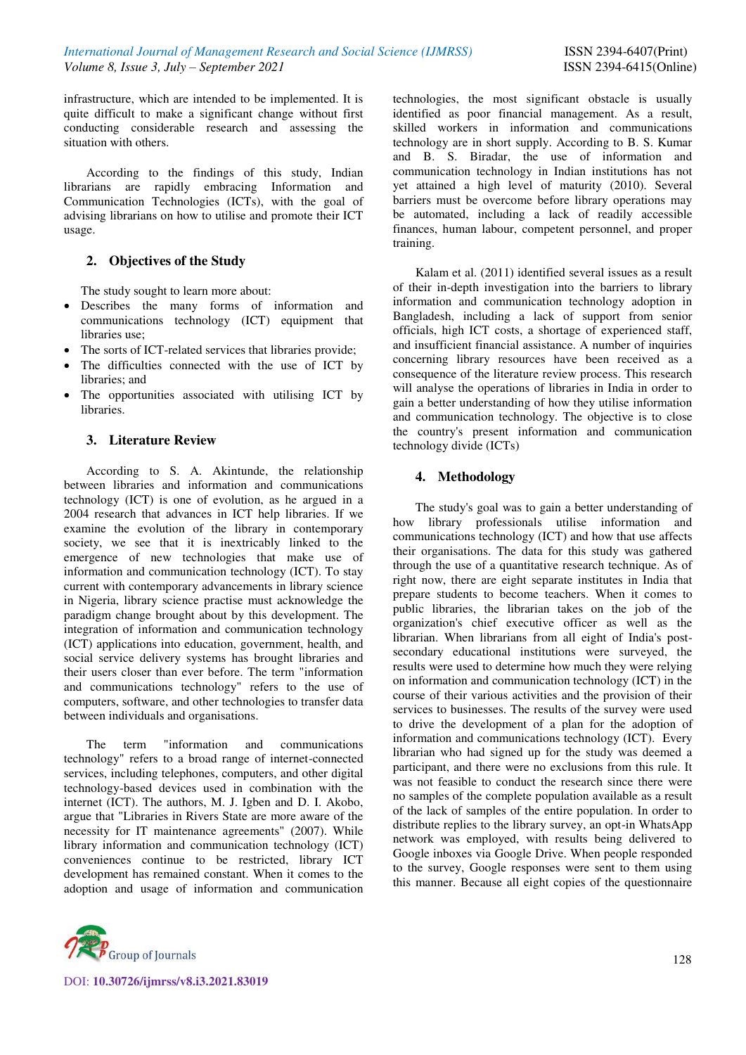infrastructure, which are intended to be implemented. It is quite difficult to make a significant change without first conducting considerable research and assessing the situation with others.

According to the findings of this study, Indian librarians are rapidly embracing Information and Communication Technologies (ICTs), with the goal of advising librarians on how to utilise and promote their ICT usage.

## 2. Objectives of the Study

The study sought to learn more about:

- Describes the many forms of information and communications technology (ICT) equipment that libraries use;
- The sorts of ICT-related services that libraries provide;
- The difficulties connected with the use of ICT by libraries; and
- The opportunities associated with utilising ICT by libraries.

## 3. Literature Review

According to S. A. Akintunde, the relationship between libraries and information and communications technology (ICT) is one of evolution, as he argued in a 2004 research that advances in ICT help libraries. If we examine the evolution of the library in contemporary society, we see that it is inextricably linked to the emergence of new technologies that make use of information and communication technology (ICT). To stay current with contemporary advancements in library science in Nigeria, library science practise must acknowledge the paradigm change brought about by this development. The integration of information and communication technology (ICT) applications into education, government, health, and social service delivery systems has brought libraries and their users closer than ever before. The term "information and communications technology" refers to the use of computers, software, and other technologies to transfer data between individuals and organisations.

The term "information and communications technology" refers to a broad range of internet-connected services, including telephones, computers, and other digital technology-based devices used in combination with the internet (ICT). The authors, M. J. Igben and D. I. Akobo, argue that "Libraries in Rivers State are more aware of the necessity for IT maintenance agreements" (2007). While library information and communication technology (ICT) conveniences continue to be restricted, library ICT development has remained constant. When it comes to the adoption and usage of information and communication technologies, the most significant obstacle is usually identified as poor financial management. As a result, skilled workers in information and communications technology are in short supply. According to B. S. Kumar and B. S. Biradar, the use of information and communication technology in Indian institutions has not yet attained a high level of maturity (2010). Several barriers must be overcome before library operations may be automated, including a lack of readily accessible finances, human labour, competent personnel, and proper training.

Kalam et al. (2011) identified several issues as a result of their in-depth investigation into the barriers to library information and communication technology adoption in Bangladesh, including a lack of support from senior officials, high ICT costs, a shortage of experienced staff, and insufficient financial assistance. A number of inquiries concerning library resources have been received as a consequence of the literature review process. This research will analyse the operations of libraries in India in order to gain a better understanding of how they utilise information and communication technology. The objective is to close the country's present information and communication technology divide (ICTs)

## 4. Methodology

The study's goal was to gain a better understanding of how library professionals utilise information and communications technology (ICT) and how that use affects their organisations. The data for this study was gathered through the use of a quantitative research technique. As of right now, there are eight separate institutes in India that prepare students to become teachers. When it comes to public libraries, the librarian takes on the job of the organization's chief executive officer as well as the librarian. When librarians from all eight of India's post-secondary educational institutions were surveyed, the results were used to determine how much they were relying on information and communication technology (ICT) in the course of their various activities and the provision of their services to businesses. The results of the survey were used to drive the development of a plan for the adoption of information and communications technology (ICT). Every librarian who had signed up for the study was deemed a participant, and there were no exclusions from this rule. It was not feasible to conduct the research since there were no samples of the complete population available as a result of the lack of samples of the entire population. In order to distribute replies to the library survey, an opt-in WhatsApp network was employed, with results being delivered to Google inboxes via Google Drive. When people responded to the survey, Google responses were sent to them using this manner. Because all eight copies of the questionnaire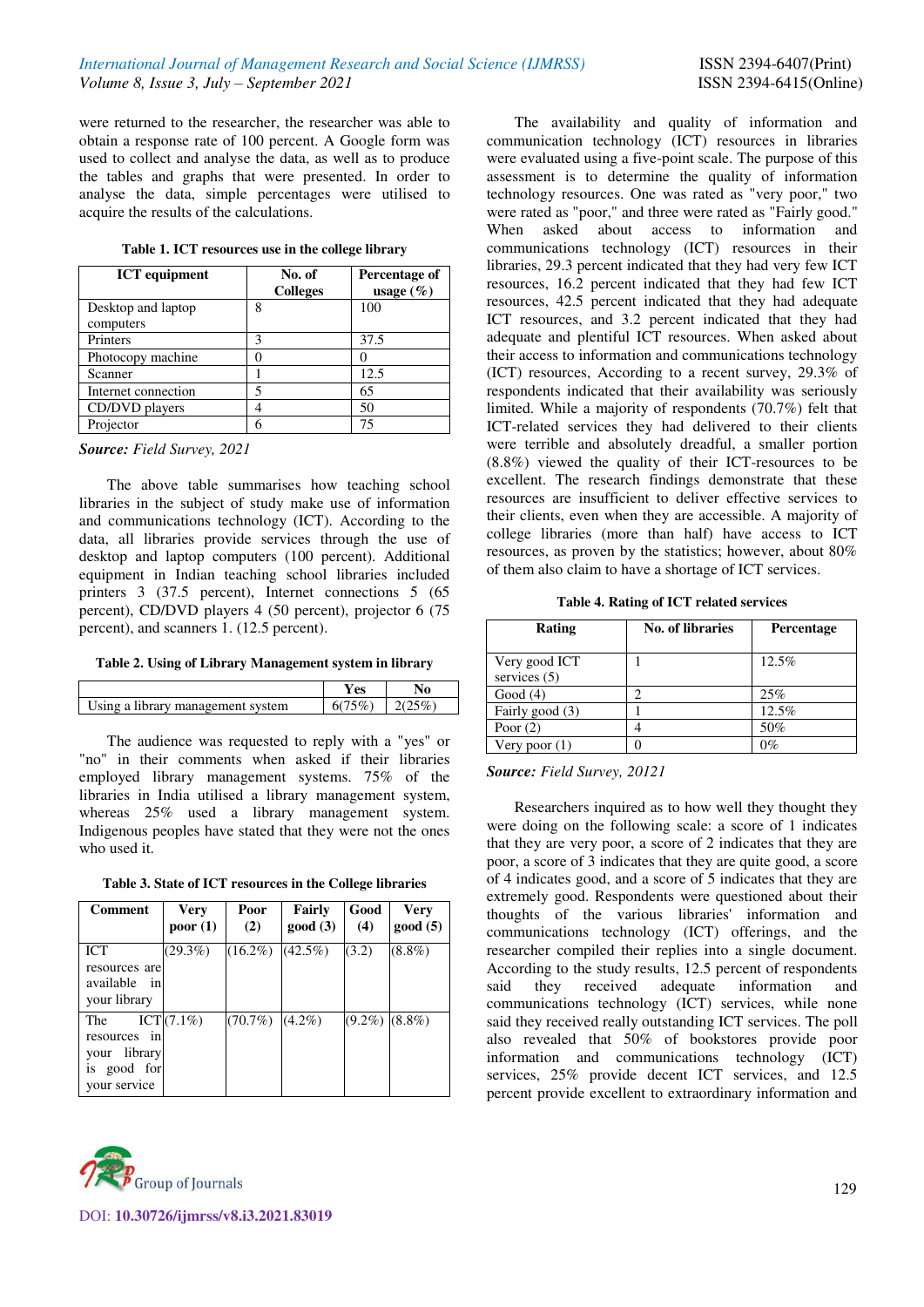were returned to the researcher, the researcher was able to obtain a response rate of 100 percent. A Google form was used to collect and analyse the data, as well as to produce the tables and graphs that were presented. In order to analyse the data, simple percentages were utilised to acquire the results of the calculations.

**Table 1. ICT resources use in the college library**

| ICT equipment | No. of Colleges | Percentage of usage (%) |
|---|---|---|
| Desktop and laptop computers | 8 | 100 |
| Printers | 3 | 37.5 |
| Photocopy machine | 0 | 0 |
| Scanner | 1 | 12.5 |
| Internet connection | 5 | 65 |
| CD/DVD players | 4 | 50 |
| Projector | 6 | 75 |

***Source:*** *Field Survey, 2021*

The above table summarises how teaching school libraries in the subject of study make use of information and communications technology (ICT). According to the data, all libraries provide services through the use of desktop and laptop computers (100 percent). Additional equipment in Indian teaching school libraries included printers 3 (37.5 percent), Internet connections 5 (65 percent), CD/DVD players 4 (50 percent), projector 6 (75 percent), and scanners 1. (12.5 percent).

**Table 2. Using of Library Management system in library**

| | Yes | No |
|---|---|---|
| Using a library management system | 6(75%) | 2(25%) |

The audience was requested to reply with a "yes" or "no" in their comments when asked if their libraries employed library management systems. 75% of the libraries in India utilised a library management system, whereas 25% used a library management system. Indigenous peoples have stated that they were not the ones who used it.

**Table 3. State of ICT resources in the College libraries**

| Comment | Very poor (1) | Poor (2) | Fairly good (3) | Good (4) | Very good (5) |
|---|---|---|---|---|---|
| ICT resources are available in your library | (29.3%) | (16.2%) | (42.5%) | (3.2) | (8.8%) |
| The ICT resources in your library is good for your service | (7.1%) | (70.7%) | (4.2%) | (9.2%) | (8.8%) |

The availability and quality of information and communication technology (ICT) resources in libraries were evaluated using a five-point scale. The purpose of this assessment is to determine the quality of information technology resources. One was rated as "very poor," two were rated as "poor," and three were rated as "Fairly good." When asked about access to information and communications technology (ICT) resources in their libraries, 29.3 percent indicated that they had very few ICT resources, 16.2 percent indicated that they had few ICT resources, 42.5 percent indicated that they had adequate ICT resources, and 3.2 percent indicated that they had adequate and plentiful ICT resources. When asked about their access to information and communications technology (ICT) resources, According to a recent survey, 29.3% of respondents indicated that their availability was seriously limited. While a majority of respondents (70.7%) felt that ICT-related services they had delivered to their clients were terrible and absolutely dreadful, a smaller portion (8.8%) viewed the quality of their ICT-resources to be excellent. The research findings demonstrate that these resources are insufficient to deliver effective services to their clients, even when they are accessible. A majority of college libraries (more than half) have access to ICT resources, as proven by the statistics; however, about 80% of them also claim to have a shortage of ICT services.

**Table 4. Rating of ICT related services**

| Rating | No. of libraries | Percentage |
|---|---|---|
| Very good ICT services (5) | 1 | 12.5% |
| Good (4) | 2 | 25% |
| Fairly good (3) | 1 | 12.5% |
| Poor (2) | 4 | 50% |
| Very poor (1) | 0 | 0% |

***Source:*** *Field Survey, 20121*

Researchers inquired as to how well they thought they were doing on the following scale: a score of 1 indicates that they are very poor, a score of 2 indicates that they are poor, a score of 3 indicates that they are quite good, a score of 4 indicates good, and a score of 5 indicates that they are extremely good. Respondents were questioned about their thoughts of the various libraries' information and communications technology (ICT) offerings, and the researcher compiled their replies into a single document. According to the study results, 12.5 percent of respondents said they received adequate information and communications technology (ICT) services, while none said they received really outstanding ICT services. The poll also revealed that 50% of bookstores provide poor information and communications technology (ICT) services, 25% provide decent ICT services, and 12.5 percent provide excellent to extraordinary information and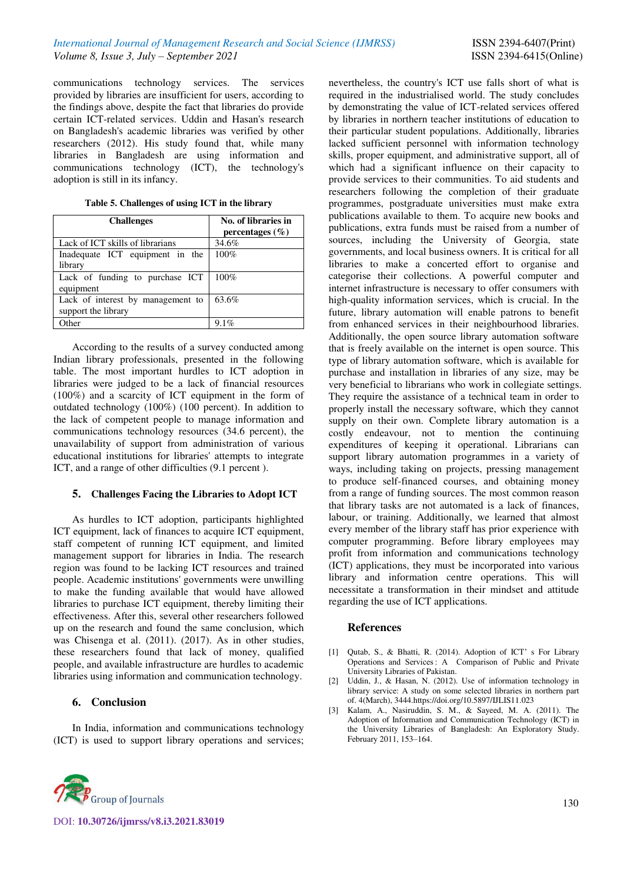communications technology services. The services provided by libraries are insufficient for users, according to the findings above, despite the fact that libraries do provide certain ICT-related services. Uddin and Hasan's research on Bangladesh's academic libraries was verified by other researchers (2012). His study found that, while many libraries in Bangladesh are using information and communications technology (ICT), the technology's adoption is still in its infancy.

**Table 5. Challenges of using ICT in the library**

| Challenges | No. of libraries in percentages (%) |
|---|---|
| Lack of ICT skills of librarians | 34.6% |
| Inadequate ICT equipment in the library | 100% |
| Lack of funding to purchase ICT equipment | 100% |
| Lack of interest by management to support the library | 63.6% |
| Other | 9.1% |

According to the results of a survey conducted among Indian library professionals, presented in the following table. The most important hurdles to ICT adoption in libraries were judged to be a lack of financial resources (100%) and a scarcity of ICT equipment in the form of outdated technology (100%) (100 percent). In addition to the lack of competent people to manage information and communications technology resources (34.6 percent), the unavailability of support from administration of various educational institutions for libraries' attempts to integrate ICT, and a range of other difficulties (9.1 percent ).

## 5. Challenges Facing the Libraries to Adopt ICT

As hurdles to ICT adoption, participants highlighted ICT equipment, lack of finances to acquire ICT equipment, staff competent of running ICT equipment, and limited management support for libraries in India. The research region was found to be lacking ICT resources and trained people. Academic institutions' governments were unwilling to make the funding available that would have allowed libraries to purchase ICT equipment, thereby limiting their effectiveness. After this, several other researchers followed up on the research and found the same conclusion, which was Chisenga et al. (2011). (2017). As in other studies, these researchers found that lack of money, qualified people, and available infrastructure are hurdles to academic libraries using information and communication technology.

## 6. Conclusion

In India, information and communications technology (ICT) is used to support library operations and services; nevertheless, the country's ICT use falls short of what is required in the industrialised world. The study concludes by demonstrating the value of ICT-related services offered by libraries in northern teacher institutions of education to their particular student populations. Additionally, libraries lacked sufficient personnel with information technology skills, proper equipment, and administrative support, all of which had a significant influence on their capacity to provide services to their communities. To aid students and researchers following the completion of their graduate programmes, postgraduate universities must make extra publications available to them. To acquire new books and publications, extra funds must be raised from a number of sources, including the University of Georgia, state governments, and local business owners. It is critical for all libraries to make a concerted effort to organise and categorise their collections. A powerful computer and internet infrastructure is necessary to offer consumers with high-quality information services, which is crucial. In the future, library automation will enable patrons to benefit from enhanced services in their neighbourhood libraries. Additionally, the open source library automation software that is freely available on the internet is open source. This type of library automation software, which is available for purchase and installation in libraries of any size, may be very beneficial to librarians who work in collegiate settings. They require the assistance of a technical team in order to properly install the necessary software, which they cannot supply on their own. Complete library automation is a costly endeavour, not to mention the continuing expenditures of keeping it operational. Librarians can support library automation programmes in a variety of ways, including taking on projects, pressing management to produce self-financed courses, and obtaining money from a range of funding sources. The most common reason that library tasks are not automated is a lack of finances, labour, or training. Additionally, we learned that almost every member of the library staff has prior experience with computer programming. Before library employees may profit from information and communications technology (ICT) applications, they must be incorporated into various library and information centre operations. This will necessitate a transformation in their mindset and attitude regarding the use of ICT applications.

## References

[1] Qutab, S., & Bhatti, R. (2014). Adoption of ICT' s For Library Operations and Services : A Comparison of Public and Private University Libraries of Pakistan.

[2] Uddin, J., & Hasan, N. (2012). Use of information technology in library service: A study on some selected libraries in northern part of. 4(March), 3444.https://doi.org/10.5897/IJLIS11.023

[3] Kalam, A., Nasiruddin, S. M., & Sayeed, M. A. (2011). The Adoption of Information and Communication Technology (ICT) in the University Libraries of Bangladesh: An Exploratory Study. February 2011, 153–164.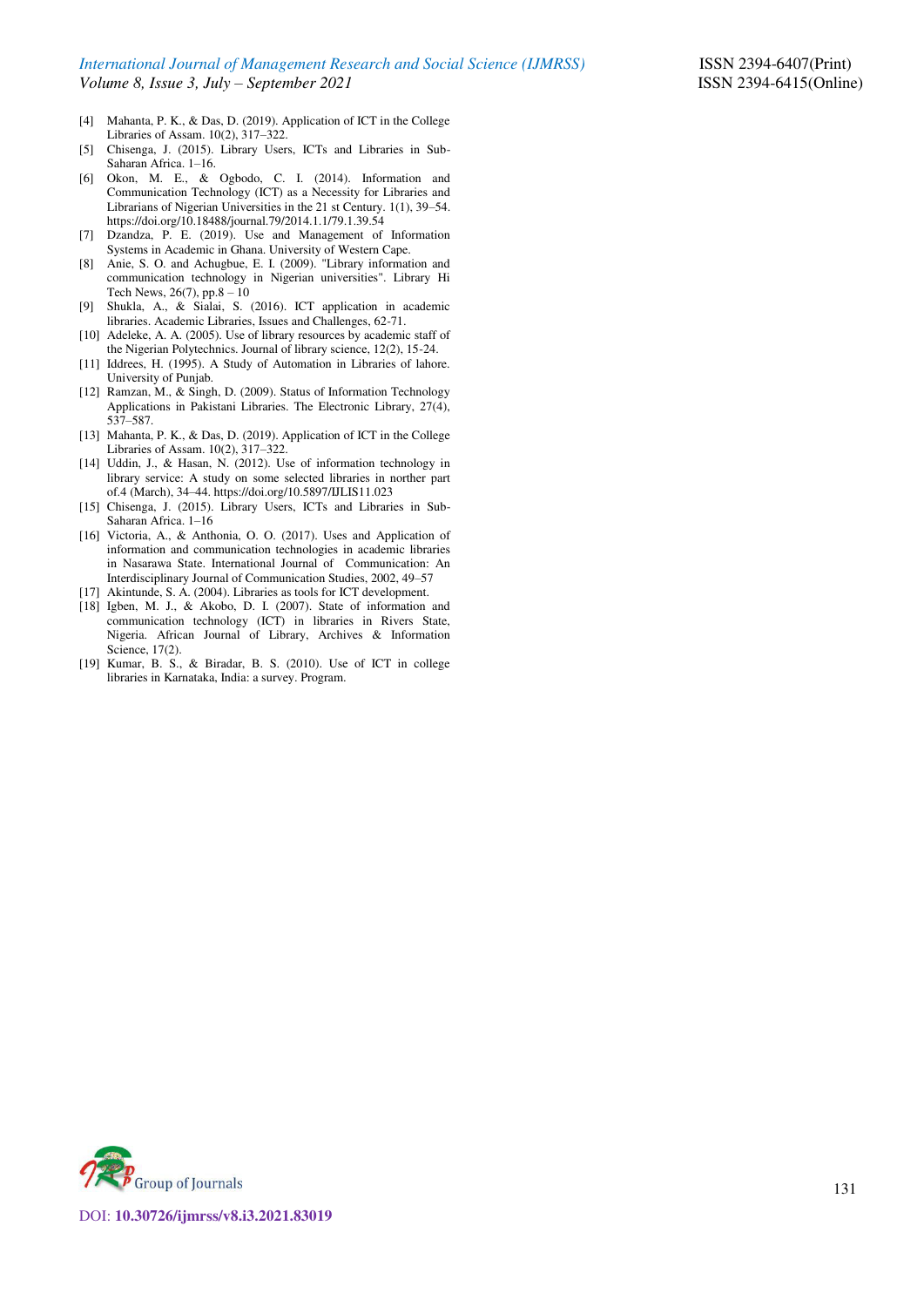[4] Mahanta, P. K., & Das, D. (2019). Application of ICT in the College Libraries of Assam. 10(2), 317–322.

[5] Chisenga, J. (2015). Library Users, ICTs and Libraries in Sub-Saharan Africa. 1–16.

[6] Okon, M. E., & Ogbodo, C. I. (2014). Information and Communication Technology (ICT) as a Necessity for Libraries and Librarians of Nigerian Universities in the 21 st Century. 1(1), 39–54. https://doi.org/10.18488/journal.79/2014.1.1/79.1.39.54

[7] Dzandza, P. E. (2019). Use and Management of Information Systems in Academic in Ghana. University of Western Cape.

[8] Anie, S. O. and Achugbue, E. I. (2009). "Library information and communication technology in Nigerian universities". Library Hi Tech News, 26(7), pp.8 – 10

[9] Shukla, A., & Sialai, S. (2016). ICT application in academic libraries. Academic Libraries, Issues and Challenges, 62-71.

[10] Adeleke, A. A. (2005). Use of library resources by academic staff of the Nigerian Polytechnics. Journal of library science, 12(2), 15-24.

[11] Iddrees, H. (1995). A Study of Automation in Libraries of lahore. University of Punjab.

[12] Ramzan, M., & Singh, D. (2009). Status of Information Technology Applications in Pakistani Libraries. The Electronic Library, 27(4), 537–587.

[13] Mahanta, P. K., & Das, D. (2019). Application of ICT in the College Libraries of Assam. 10(2), 317–322.

[14] Uddin, J., & Hasan, N. (2012). Use of information technology in library service: A study on some selected libraries in norther part of.4 (March), 34–44. https://doi.org/10.5897/IJLIS11.023

[15] Chisenga, J. (2015). Library Users, ICTs and Libraries in Sub-Saharan Africa. 1–16

[16] Victoria, A., & Anthonia, O. O. (2017). Uses and Application of information and communication technologies in academic libraries in Nasarawa State. International Journal of Communication: An Interdisciplinary Journal of Communication Studies, 2002, 49–57

[17] Akintunde, S. A. (2004). Libraries as tools for ICT development.

[18] Igben, M. J., & Akobo, D. I. (2007). State of information and communication technology (ICT) in libraries in Rivers State, Nigeria. African Journal of Library, Archives & Information Science, 17(2).

[19] Kumar, B. S., & Biradar, B. S. (2010). Use of ICT in college libraries in Karnataka, India: a survey. Program.